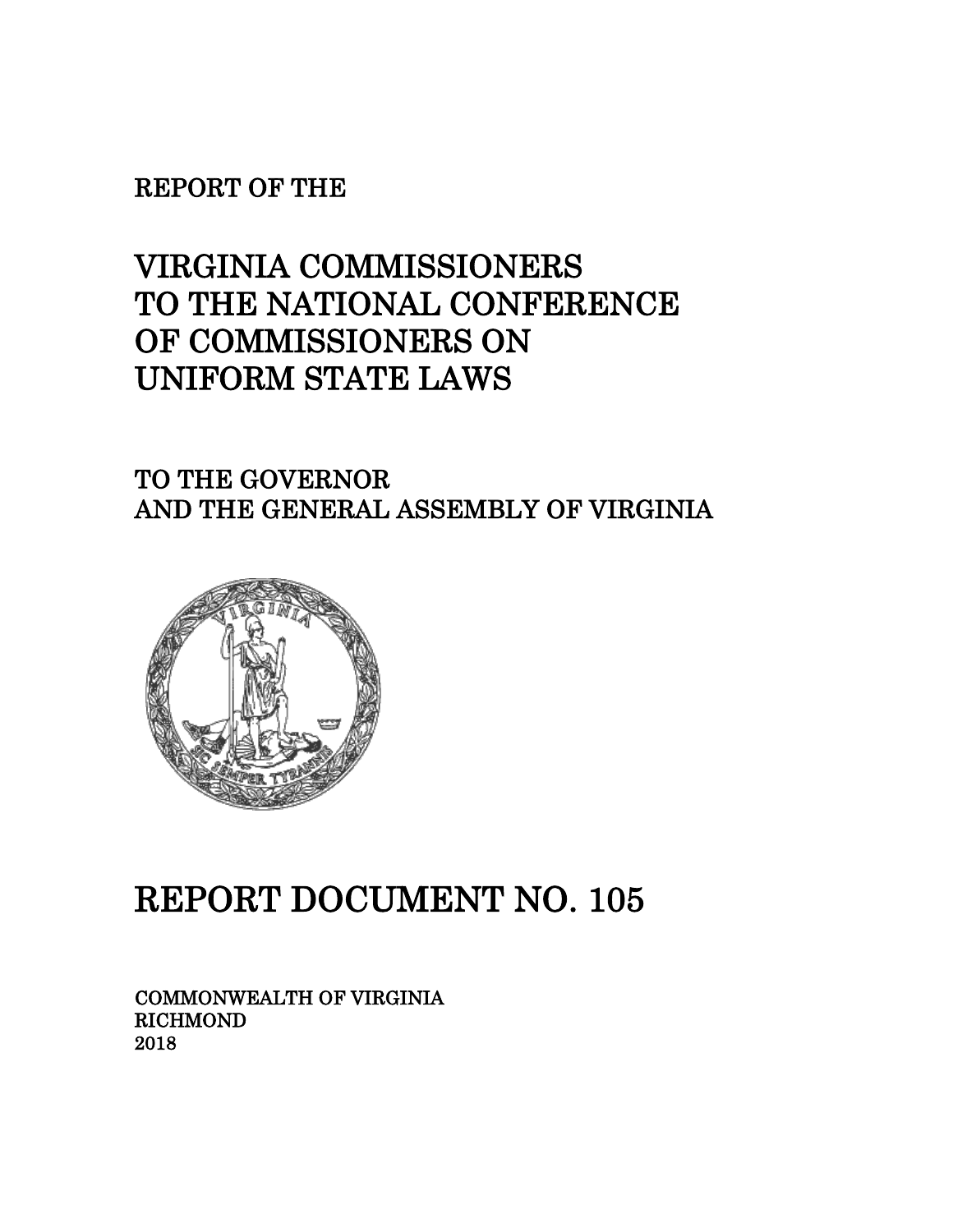REPORT OF THE

# VIRGINIA COMMISSIONERS TO THE NATIONAL CONFERENCE OF COMMISSIONERS ON UNIFORM STATE LAWS

TO THE GOVERNOR
AND THE GENERAL ASSEMBLY OF VIRGINIA

# REPORT DOCUMENT NO. 105

COMMONWEALTH OF VIRGINIA
RICHMOND
2018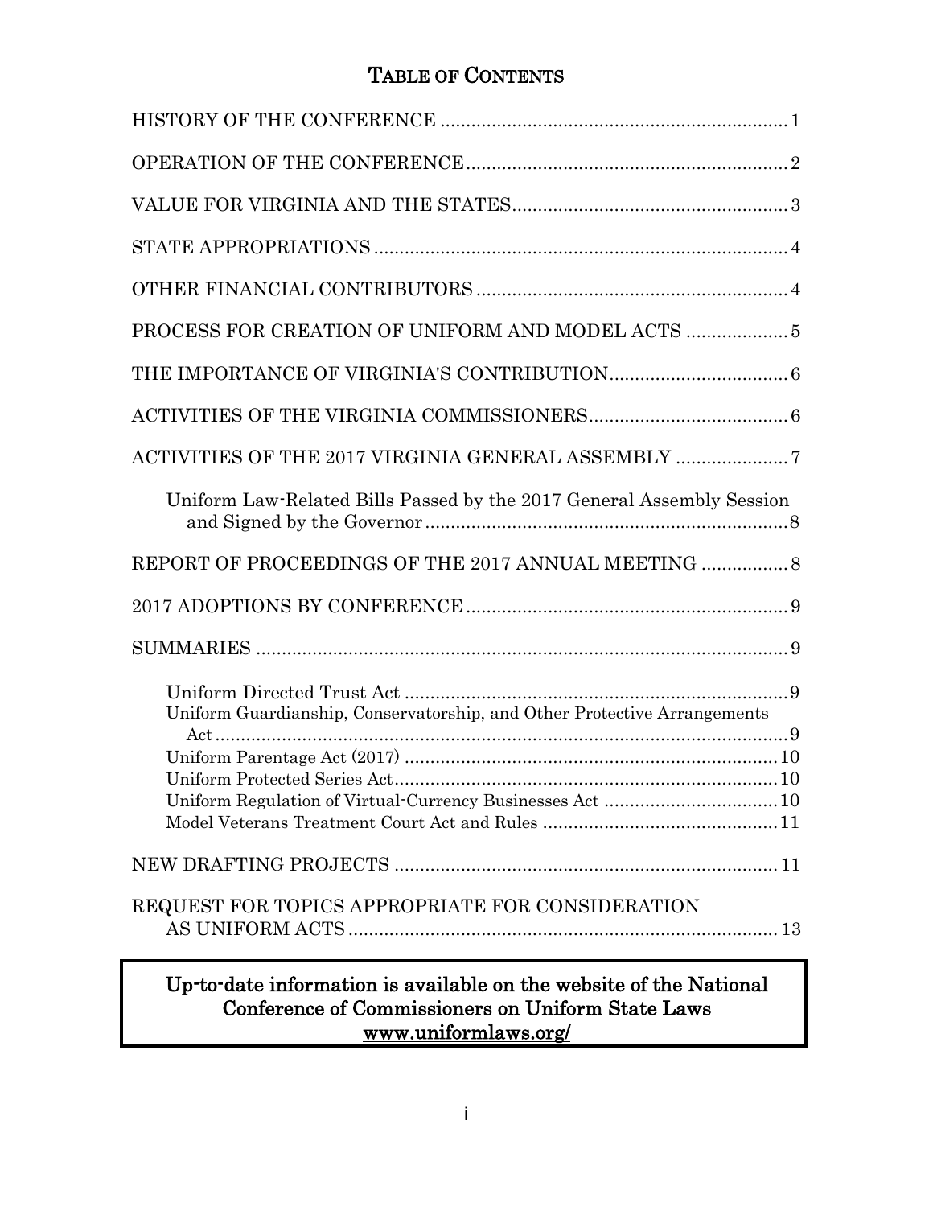# TABLE OF CONTENTS

HISTORY OF THE CONFERENCE .................................................................... 1

OPERATION OF THE CONFERENCE ............................................................... 2

VALUE FOR VIRGINIA AND THE STATES ....................................................... 3

STATE APPROPRIATIONS ................................................................................ 4

OTHER FINANCIAL CONTRIBUTORS ............................................................. 4

PROCESS FOR CREATION OF UNIFORM AND MODEL ACTS .................... 5

THE IMPORTANCE OF VIRGINIA'S CONTRIBUTION ................................... 6

ACTIVITIES OF THE VIRGINIA COMMISSIONERS ....................................... 6

ACTIVITIES OF THE 2017 VIRGINIA GENERAL ASSEMBLY ...................... 7

- Uniform Law-Related Bills Passed by the 2017 General Assembly Session and Signed by the Governor ........................................................................ 8

REPORT OF PROCEEDINGS OF THE 2017 ANNUAL MEETING ................. 8

2017 ADOPTIONS BY CONFERENCE ............................................................... 9

SUMMARIES ......................................................................................................... 9

- Uniform Directed Trust Act ............................................................................ 9
- Uniform Guardianship, Conservatorship, and Other Protective Arrangements Act .................................................................................................................. 9
- Uniform Parentage Act (2017) ......................................................................... 10
- Uniform Protected Series Act ........................................................................... 10
- Uniform Regulation of Virtual-Currency Businesses Act .................................. 10
- Model Veterans Treatment Court Act and Rules .............................................. 11

NEW DRAFTING PROJECTS ........................................................................... 11

REQUEST FOR TOPICS APPROPRIATE FOR CONSIDERATION AS UNIFORM ACTS .................................................................................... 13

**Up-to-date information is available on the website of the National Conference of Commissioners on Uniform State Laws**
**www.uniformlaws.org/**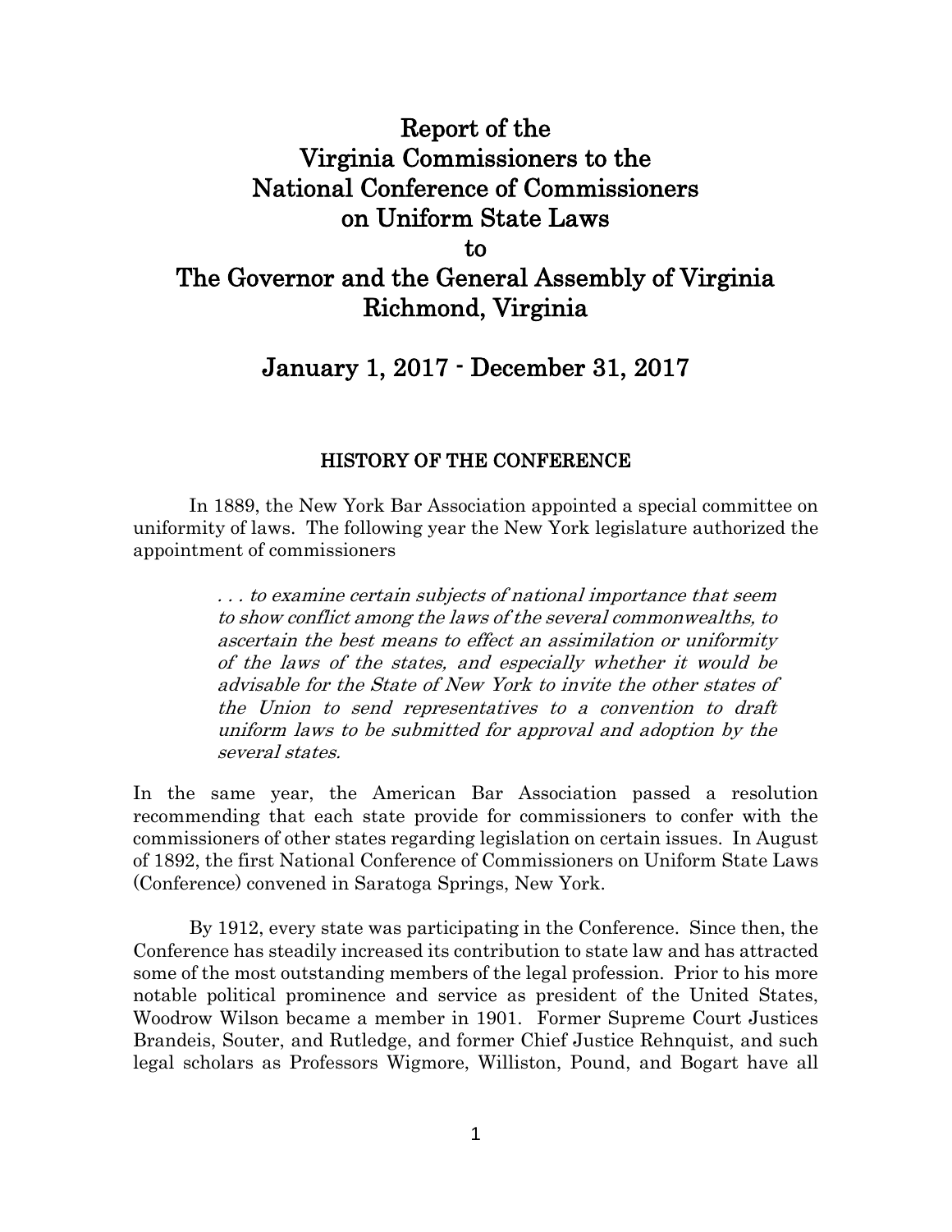# Report of the Virginia Commissioners to the National Conference of Commissioners on Uniform State Laws to The Governor and the General Assembly of Virginia Richmond, Virginia

## January 1, 2017 - December 31, 2017

### HISTORY OF THE CONFERENCE

In 1889, the New York Bar Association appointed a special committee on uniformity of laws. The following year the New York legislature authorized the appointment of commissioners

> *. . . to examine certain subjects of national importance that seem to show conflict among the laws of the several commonwealths, to ascertain the best means to effect an assimilation or uniformity of the laws of the states, and especially whether it would be advisable for the State of New York to invite the other states of the Union to send representatives to a convention to draft uniform laws to be submitted for approval and adoption by the several states.*

In the same year, the American Bar Association passed a resolution recommending that each state provide for commissioners to confer with the commissioners of other states regarding legislation on certain issues. In August of 1892, the first National Conference of Commissioners on Uniform State Laws (Conference) convened in Saratoga Springs, New York.

By 1912, every state was participating in the Conference. Since then, the Conference has steadily increased its contribution to state law and has attracted some of the most outstanding members of the legal profession. Prior to his more notable political prominence and service as president of the United States, Woodrow Wilson became a member in 1901. Former Supreme Court Justices Brandeis, Souter, and Rutledge, and former Chief Justice Rehnquist, and such legal scholars as Professors Wigmore, Williston, Pound, and Bogart have all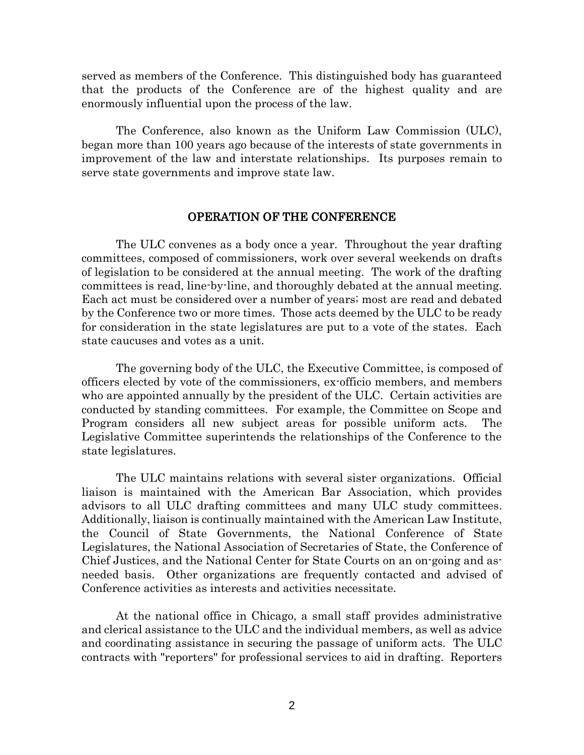served as members of the Conference. This distinguished body has guaranteed that the products of the Conference are of the highest quality and are enormously influential upon the process of the law.

The Conference, also known as the Uniform Law Commission (ULC), began more than 100 years ago because of the interests of state governments in improvement of the law and interstate relationships. Its purposes remain to serve state governments and improve state law.

## OPERATION OF THE CONFERENCE

The ULC convenes as a body once a year. Throughout the year drafting committees, composed of commissioners, work over several weekends on drafts of legislation to be considered at the annual meeting. The work of the drafting committees is read, line-by-line, and thoroughly debated at the annual meeting. Each act must be considered over a number of years; most are read and debated by the Conference two or more times. Those acts deemed by the ULC to be ready for consideration in the state legislatures are put to a vote of the states. Each state caucuses and votes as a unit.

The governing body of the ULC, the Executive Committee, is composed of officers elected by vote of the commissioners, ex-officio members, and members who are appointed annually by the president of the ULC. Certain activities are conducted by standing committees. For example, the Committee on Scope and Program considers all new subject areas for possible uniform acts. The Legislative Committee superintends the relationships of the Conference to the state legislatures.

The ULC maintains relations with several sister organizations. Official liaison is maintained with the American Bar Association, which provides advisors to all ULC drafting committees and many ULC study committees. Additionally, liaison is continually maintained with the American Law Institute, the Council of State Governments, the National Conference of State Legislatures, the National Association of Secretaries of State, the Conference of Chief Justices, and the National Center for State Courts on an on-going and as-needed basis. Other organizations are frequently contacted and advised of Conference activities as interests and activities necessitate.

At the national office in Chicago, a small staff provides administrative and clerical assistance to the ULC and the individual members, as well as advice and coordinating assistance in securing the passage of uniform acts. The ULC contracts with "reporters" for professional services to aid in drafting. Reporters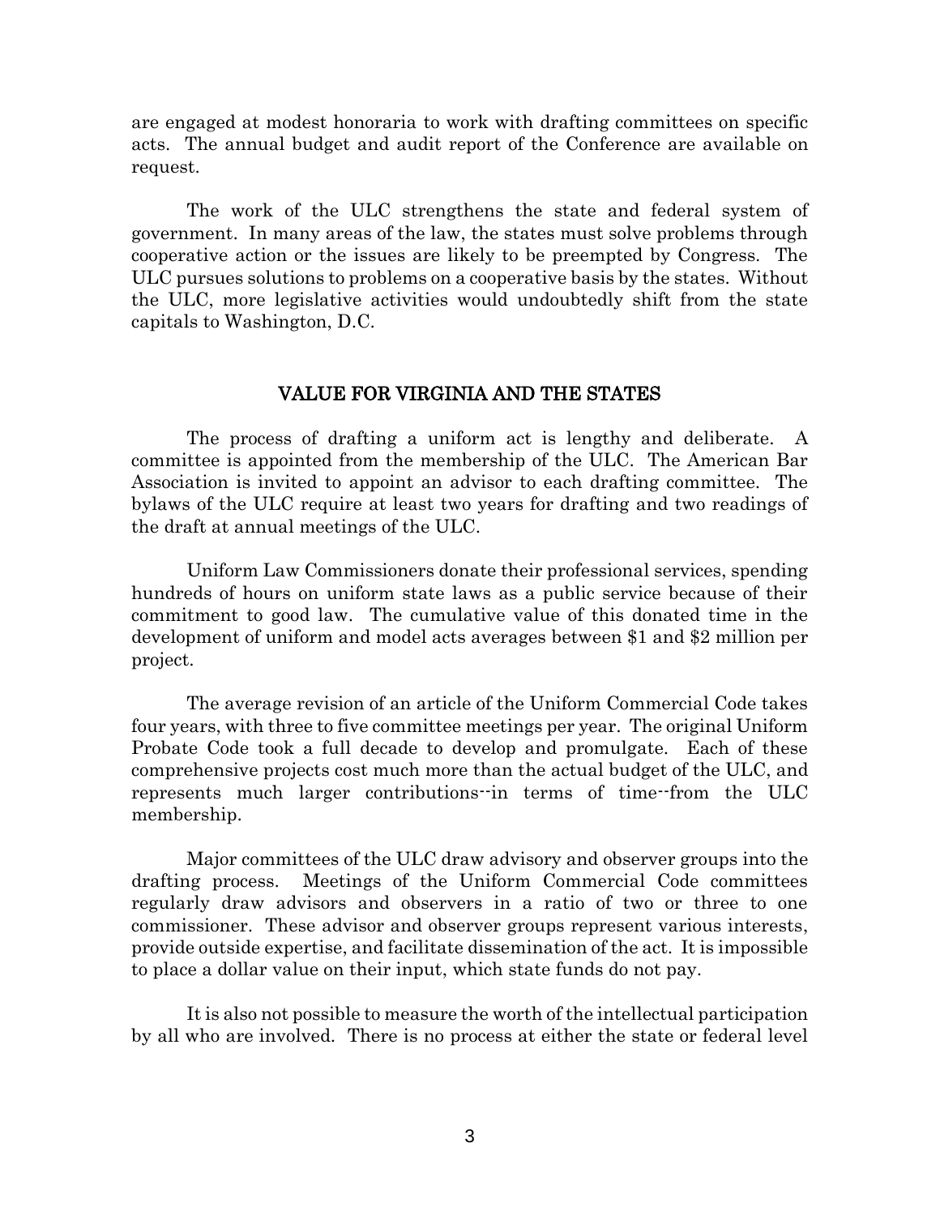are engaged at modest honoraria to work with drafting committees on specific acts. The annual budget and audit report of the Conference are available on request.

The work of the ULC strengthens the state and federal system of government. In many areas of the law, the states must solve problems through cooperative action or the issues are likely to be preempted by Congress. The ULC pursues solutions to problems on a cooperative basis by the states. Without the ULC, more legislative activities would undoubtedly shift from the state capitals to Washington, D.C.

## VALUE FOR VIRGINIA AND THE STATES

The process of drafting a uniform act is lengthy and deliberate. A committee is appointed from the membership of the ULC. The American Bar Association is invited to appoint an advisor to each drafting committee. The bylaws of the ULC require at least two years for drafting and two readings of the draft at annual meetings of the ULC.

Uniform Law Commissioners donate their professional services, spending hundreds of hours on uniform state laws as a public service because of their commitment to good law. The cumulative value of this donated time in the development of uniform and model acts averages between $1 and $2 million per project.

The average revision of an article of the Uniform Commercial Code takes four years, with three to five committee meetings per year. The original Uniform Probate Code took a full decade to develop and promulgate. Each of these comprehensive projects cost much more than the actual budget of the ULC, and represents much larger contributions--in terms of time--from the ULC membership.

Major committees of the ULC draw advisory and observer groups into the drafting process. Meetings of the Uniform Commercial Code committees regularly draw advisors and observers in a ratio of two or three to one commissioner. These advisor and observer groups represent various interests, provide outside expertise, and facilitate dissemination of the act. It is impossible to place a dollar value on their input, which state funds do not pay.

It is also not possible to measure the worth of the intellectual participation by all who are involved. There is no process at either the state or federal level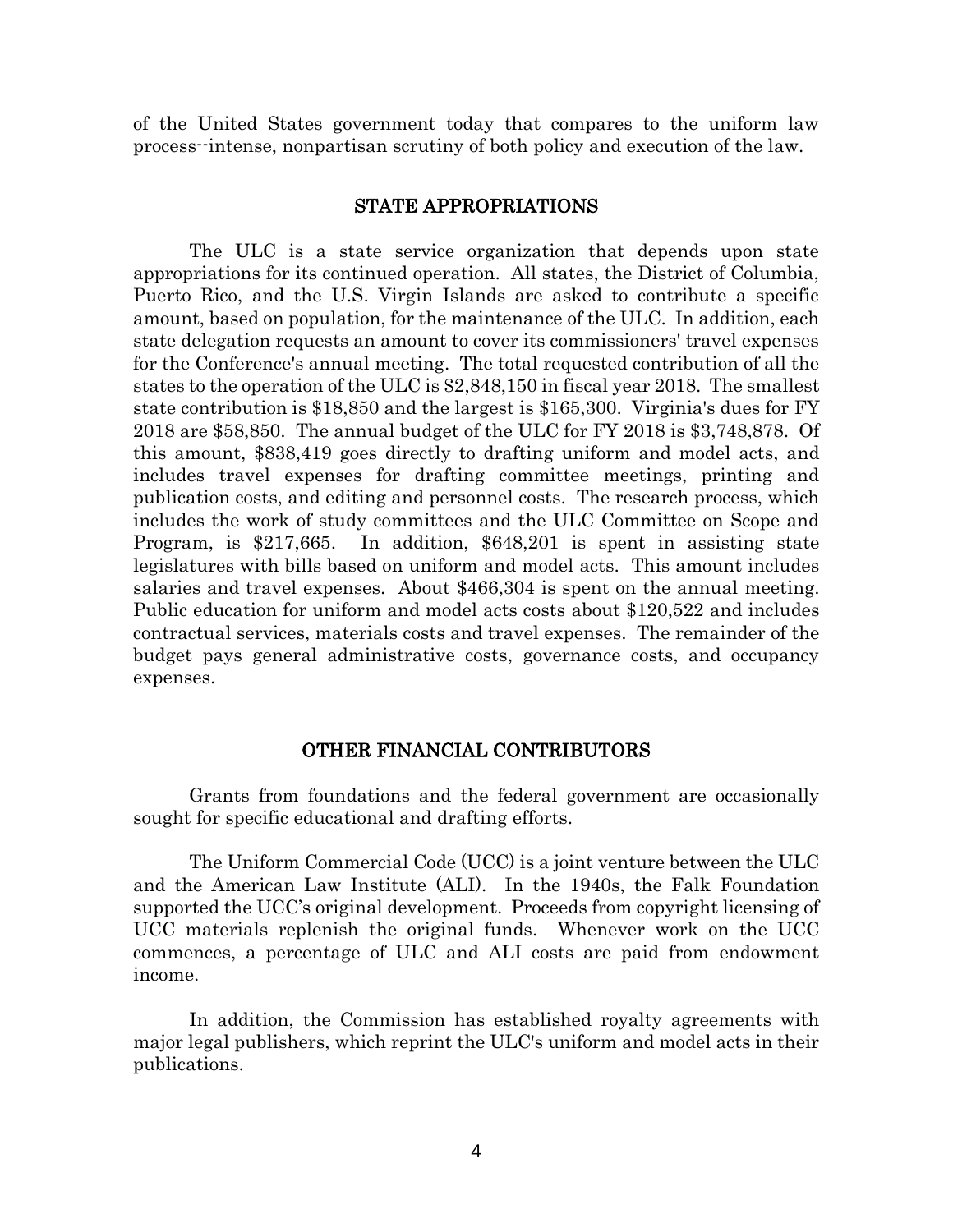of the United States government today that compares to the uniform law process--intense, nonpartisan scrutiny of both policy and execution of the law.

## STATE APPROPRIATIONS

The ULC is a state service organization that depends upon state appropriations for its continued operation. All states, the District of Columbia, Puerto Rico, and the U.S. Virgin Islands are asked to contribute a specific amount, based on population, for the maintenance of the ULC. In addition, each state delegation requests an amount to cover its commissioners' travel expenses for the Conference's annual meeting. The total requested contribution of all the states to the operation of the ULC is $2,848,150 in fiscal year 2018. The smallest state contribution is $18,850 and the largest is $165,300. Virginia's dues for FY 2018 are $58,850. The annual budget of the ULC for FY 2018 is $3,748,878. Of this amount, $838,419 goes directly to drafting uniform and model acts, and includes travel expenses for drafting committee meetings, printing and publication costs, and editing and personnel costs. The research process, which includes the work of study committees and the ULC Committee on Scope and Program, is $217,665. In addition, $648,201 is spent in assisting state legislatures with bills based on uniform and model acts. This amount includes salaries and travel expenses. About $466,304 is spent on the annual meeting. Public education for uniform and model acts costs about $120,522 and includes contractual services, materials costs and travel expenses. The remainder of the budget pays general administrative costs, governance costs, and occupancy expenses.

## OTHER FINANCIAL CONTRIBUTORS

Grants from foundations and the federal government are occasionally sought for specific educational and drafting efforts.

The Uniform Commercial Code (UCC) is a joint venture between the ULC and the American Law Institute (ALI). In the 1940s, the Falk Foundation supported the UCC's original development. Proceeds from copyright licensing of UCC materials replenish the original funds. Whenever work on the UCC commences, a percentage of ULC and ALI costs are paid from endowment income.

In addition, the Commission has established royalty agreements with major legal publishers, which reprint the ULC's uniform and model acts in their publications.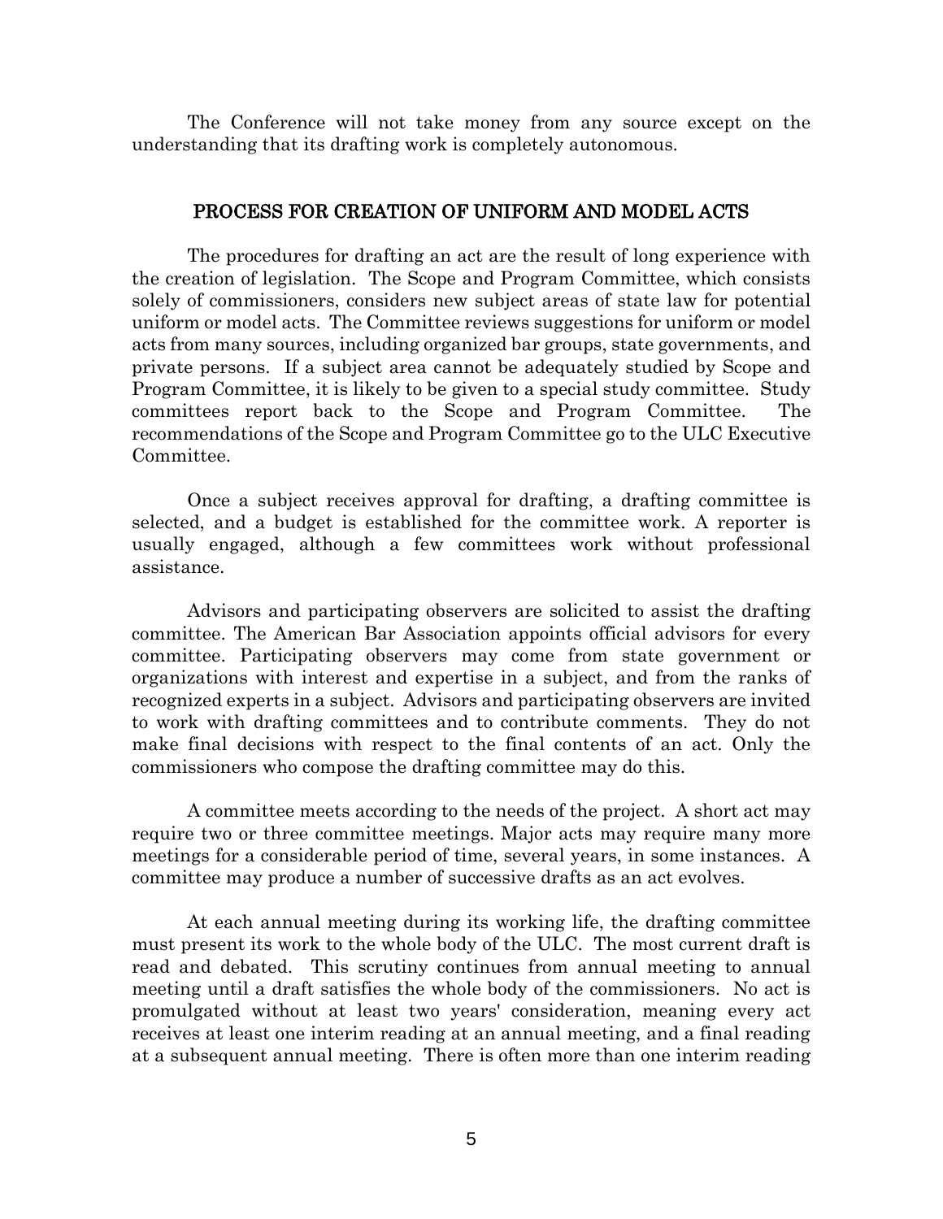The Conference will not take money from any source except on the understanding that its drafting work is completely autonomous.

## PROCESS FOR CREATION OF UNIFORM AND MODEL ACTS

The procedures for drafting an act are the result of long experience with the creation of legislation. The Scope and Program Committee, which consists solely of commissioners, considers new subject areas of state law for potential uniform or model acts. The Committee reviews suggestions for uniform or model acts from many sources, including organized bar groups, state governments, and private persons. If a subject area cannot be adequately studied by Scope and Program Committee, it is likely to be given to a special study committee. Study committees report back to the Scope and Program Committee. The recommendations of the Scope and Program Committee go to the ULC Executive Committee.

Once a subject receives approval for drafting, a drafting committee is selected, and a budget is established for the committee work. A reporter is usually engaged, although a few committees work without professional assistance.

Advisors and participating observers are solicited to assist the drafting committee. The American Bar Association appoints official advisors for every committee. Participating observers may come from state government or organizations with interest and expertise in a subject, and from the ranks of recognized experts in a subject. Advisors and participating observers are invited to work with drafting committees and to contribute comments. They do not make final decisions with respect to the final contents of an act. Only the commissioners who compose the drafting committee may do this.

A committee meets according to the needs of the project. A short act may require two or three committee meetings. Major acts may require many more meetings for a considerable period of time, several years, in some instances. A committee may produce a number of successive drafts as an act evolves.

At each annual meeting during its working life, the drafting committee must present its work to the whole body of the ULC. The most current draft is read and debated. This scrutiny continues from annual meeting to annual meeting until a draft satisfies the whole body of the commissioners. No act is promulgated without at least two years' consideration, meaning every act receives at least one interim reading at an annual meeting, and a final reading at a subsequent annual meeting. There is often more than one interim reading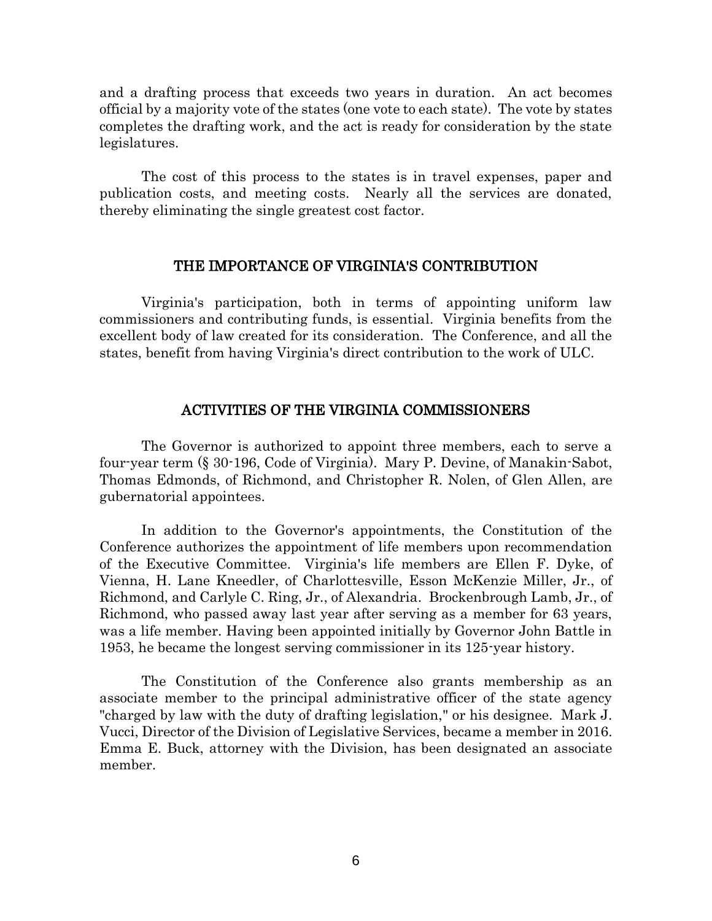and a drafting process that exceeds two years in duration. An act becomes official by a majority vote of the states (one vote to each state). The vote by states completes the drafting work, and the act is ready for consideration by the state legislatures.

The cost of this process to the states is in travel expenses, paper and publication costs, and meeting costs. Nearly all the services are donated, thereby eliminating the single greatest cost factor.

## THE IMPORTANCE OF VIRGINIA'S CONTRIBUTION

Virginia's participation, both in terms of appointing uniform law commissioners and contributing funds, is essential. Virginia benefits from the excellent body of law created for its consideration. The Conference, and all the states, benefit from having Virginia's direct contribution to the work of ULC.

## ACTIVITIES OF THE VIRGINIA COMMISSIONERS

The Governor is authorized to appoint three members, each to serve a four-year term (§ 30-196, Code of Virginia). Mary P. Devine, of Manakin-Sabot, Thomas Edmonds, of Richmond, and Christopher R. Nolen, of Glen Allen, are gubernatorial appointees.

In addition to the Governor's appointments, the Constitution of the Conference authorizes the appointment of life members upon recommendation of the Executive Committee. Virginia's life members are Ellen F. Dyke, of Vienna, H. Lane Kneedler, of Charlottesville, Esson McKenzie Miller, Jr., of Richmond, and Carlyle C. Ring, Jr., of Alexandria. Brockenbrough Lamb, Jr., of Richmond, who passed away last year after serving as a member for 63 years, was a life member. Having been appointed initially by Governor John Battle in 1953, he became the longest serving commissioner in its 125-year history.

The Constitution of the Conference also grants membership as an associate member to the principal administrative officer of the state agency "charged by law with the duty of drafting legislation," or his designee. Mark J. Vucci, Director of the Division of Legislative Services, became a member in 2016. Emma E. Buck, attorney with the Division, has been designated an associate member.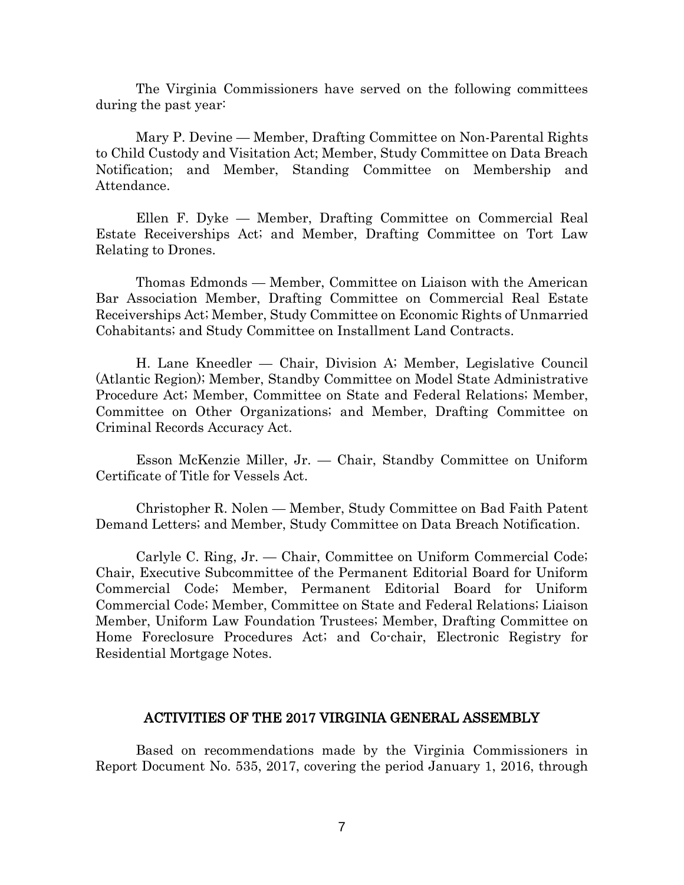The Virginia Commissioners have served on the following committees during the past year:

Mary P. Devine — Member, Drafting Committee on Non-Parental Rights to Child Custody and Visitation Act; Member, Study Committee on Data Breach Notification; and Member, Standing Committee on Membership and Attendance.

Ellen F. Dyke — Member, Drafting Committee on Commercial Real Estate Receiverships Act; and Member, Drafting Committee on Tort Law Relating to Drones.

Thomas Edmonds — Member, Committee on Liaison with the American Bar Association Member, Drafting Committee on Commercial Real Estate Receiverships Act; Member, Study Committee on Economic Rights of Unmarried Cohabitants; and Study Committee on Installment Land Contracts.

H. Lane Kneedler — Chair, Division A; Member, Legislative Council (Atlantic Region); Member, Standby Committee on Model State Administrative Procedure Act; Member, Committee on State and Federal Relations; Member, Committee on Other Organizations; and Member, Drafting Committee on Criminal Records Accuracy Act.

Esson McKenzie Miller, Jr. — Chair, Standby Committee on Uniform Certificate of Title for Vessels Act.

Christopher R. Nolen — Member, Study Committee on Bad Faith Patent Demand Letters; and Member, Study Committee on Data Breach Notification.

Carlyle C. Ring, Jr. — Chair, Committee on Uniform Commercial Code; Chair, Executive Subcommittee of the Permanent Editorial Board for Uniform Commercial Code; Member, Permanent Editorial Board for Uniform Commercial Code; Member, Committee on State and Federal Relations; Liaison Member, Uniform Law Foundation Trustees; Member, Drafting Committee on Home Foreclosure Procedures Act; and Co-chair, Electronic Registry for Residential Mortgage Notes.

## ACTIVITIES OF THE 2017 VIRGINIA GENERAL ASSEMBLY

Based on recommendations made by the Virginia Commissioners in Report Document No. 535, 2017, covering the period January 1, 2016, through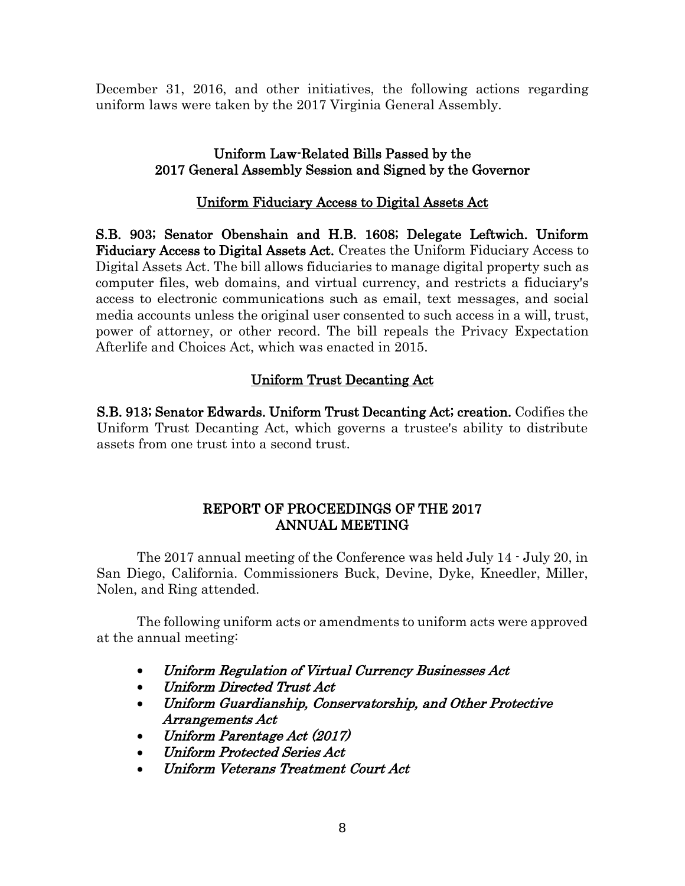December 31, 2016, and other initiatives, the following actions regarding uniform laws were taken by the 2017 Virginia General Assembly.

## Uniform Law-Related Bills Passed by the 2017 General Assembly Session and Signed by the Governor

### Uniform Fiduciary Access to Digital Assets Act

**S.B. 903; Senator Obenshain and H.B. 1608; Delegate Leftwich. Uniform Fiduciary Access to Digital Assets Act.** Creates the Uniform Fiduciary Access to Digital Assets Act. The bill allows fiduciaries to manage digital property such as computer files, web domains, and virtual currency, and restricts a fiduciary's access to electronic communications such as email, text messages, and social media accounts unless the original user consented to such access in a will, trust, power of attorney, or other record. The bill repeals the Privacy Expectation Afterlife and Choices Act, which was enacted in 2015.

### Uniform Trust Decanting Act

**S.B. 913; Senator Edwards. Uniform Trust Decanting Act; creation.** Codifies the Uniform Trust Decanting Act, which governs a trustee's ability to distribute assets from one trust into a second trust.

## REPORT OF PROCEEDINGS OF THE 2017 ANNUAL MEETING

The 2017 annual meeting of the Conference was held July 14 - July 20, in San Diego, California. Commissioners Buck, Devine, Dyke, Kneedler, Miller, Nolen, and Ring attended.

The following uniform acts or amendments to uniform acts were approved at the annual meeting:

- *Uniform Regulation of Virtual Currency Businesses Act*
- *Uniform Directed Trust Act*
- *Uniform Guardianship, Conservatorship, and Other Protective Arrangements Act*
- *Uniform Parentage Act (2017)*
- *Uniform Protected Series Act*
- *Uniform Veterans Treatment Court Act*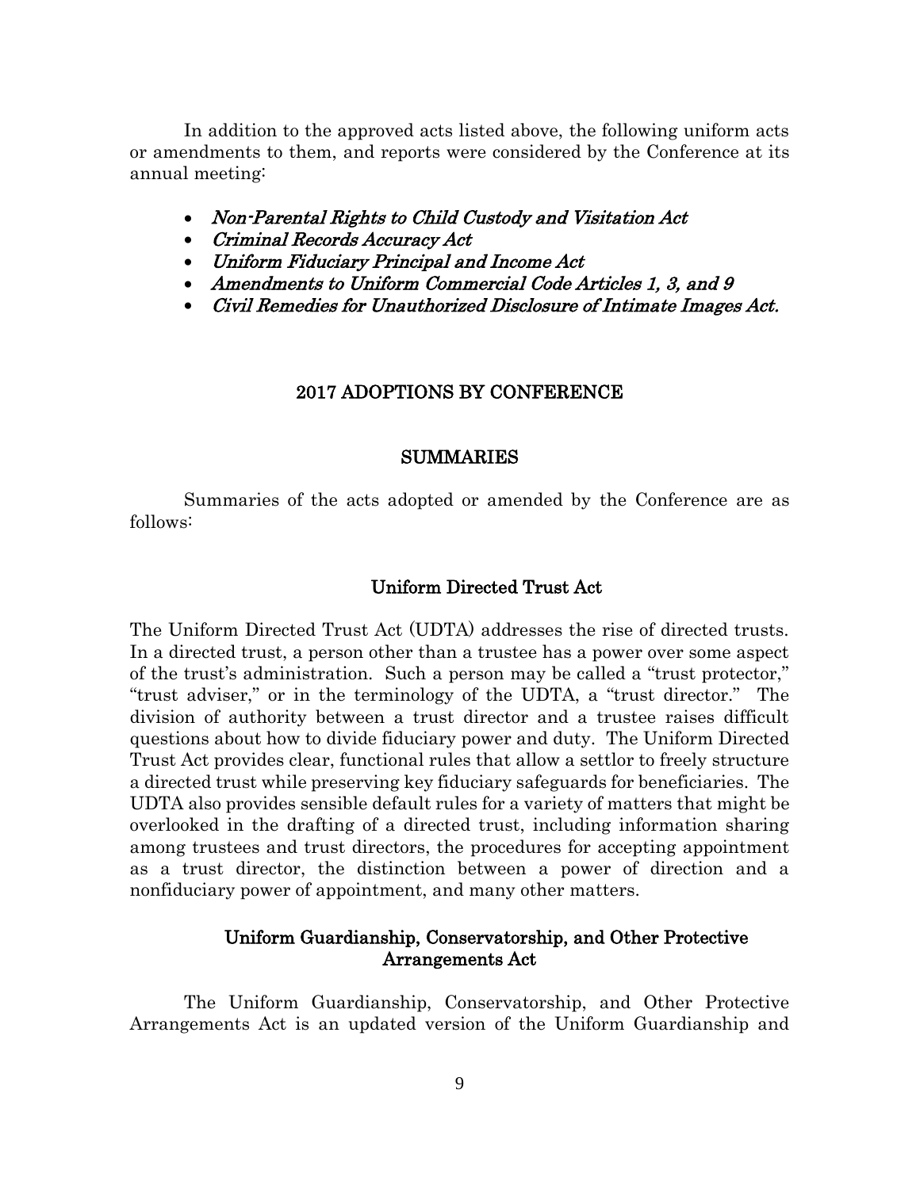In addition to the approved acts listed above, the following uniform acts or amendments to them, and reports were considered by the Conference at its annual meeting:

- *Non-Parental Rights to Child Custody and Visitation Act*
- *Criminal Records Accuracy Act*
- *Uniform Fiduciary Principal and Income Act*
- *Amendments to Uniform Commercial Code Articles 1, 3, and 9*
- *Civil Remedies for Unauthorized Disclosure of Intimate Images Act.*

## 2017 ADOPTIONS BY CONFERENCE

### SUMMARIES

Summaries of the acts adopted or amended by the Conference are as follows:

### Uniform Directed Trust Act

The Uniform Directed Trust Act (UDTA) addresses the rise of directed trusts. In a directed trust, a person other than a trustee has a power over some aspect of the trust's administration. Such a person may be called a "trust protector," "trust adviser," or in the terminology of the UDTA, a "trust director." The division of authority between a trust director and a trustee raises difficult questions about how to divide fiduciary power and duty. The Uniform Directed Trust Act provides clear, functional rules that allow a settlor to freely structure a directed trust while preserving key fiduciary safeguards for beneficiaries. The UDTA also provides sensible default rules for a variety of matters that might be overlooked in the drafting of a directed trust, including information sharing among trustees and trust directors, the procedures for accepting appointment as a trust director, the distinction between a power of direction and a nonfiduciary power of appointment, and many other matters.

### Uniform Guardianship, Conservatorship, and Other Protective Arrangements Act

The Uniform Guardianship, Conservatorship, and Other Protective Arrangements Act is an updated version of the Uniform Guardianship and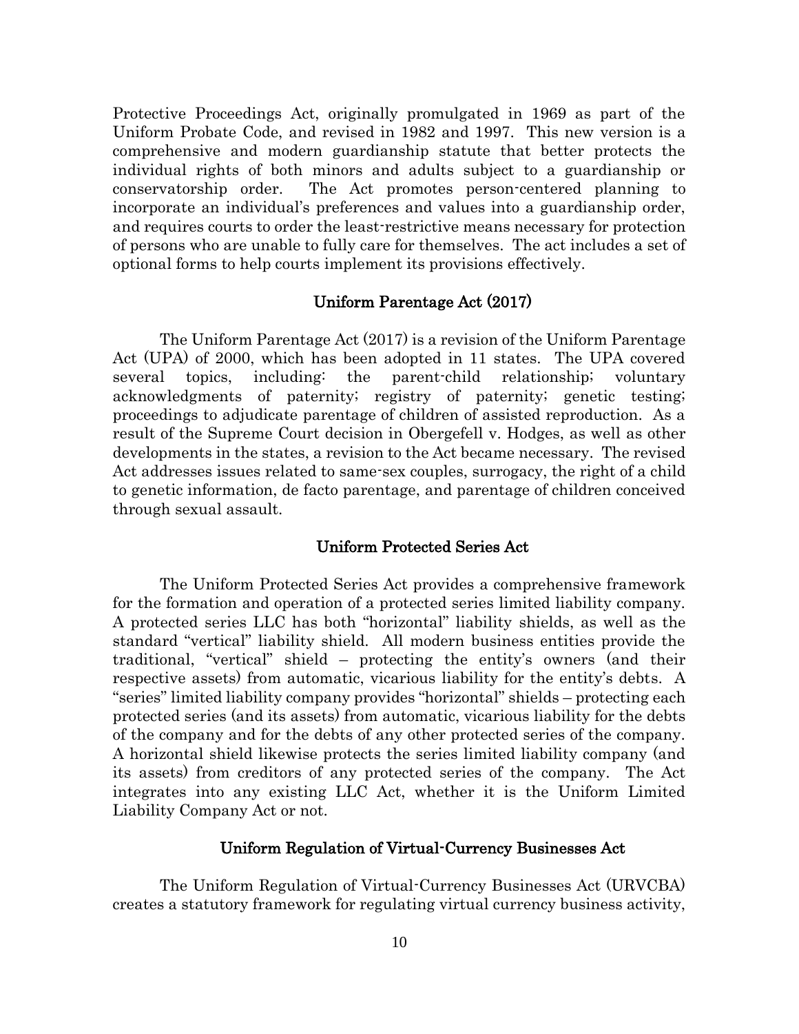Protective Proceedings Act, originally promulgated in 1969 as part of the Uniform Probate Code, and revised in 1982 and 1997. This new version is a comprehensive and modern guardianship statute that better protects the individual rights of both minors and adults subject to a guardianship or conservatorship order. The Act promotes person-centered planning to incorporate an individual's preferences and values into a guardianship order, and requires courts to order the least-restrictive means necessary for protection of persons who are unable to fully care for themselves. The act includes a set of optional forms to help courts implement its provisions effectively.

## Uniform Parentage Act (2017)

The Uniform Parentage Act (2017) is a revision of the Uniform Parentage Act (UPA) of 2000, which has been adopted in 11 states. The UPA covered several topics, including: the parent-child relationship; voluntary acknowledgments of paternity; registry of paternity; genetic testing; proceedings to adjudicate parentage of children of assisted reproduction. As a result of the Supreme Court decision in Obergefell v. Hodges, as well as other developments in the states, a revision to the Act became necessary. The revised Act addresses issues related to same-sex couples, surrogacy, the right of a child to genetic information, de facto parentage, and parentage of children conceived through sexual assault.

## Uniform Protected Series Act

The Uniform Protected Series Act provides a comprehensive framework for the formation and operation of a protected series limited liability company. A protected series LLC has both "horizontal" liability shields, as well as the standard "vertical" liability shield. All modern business entities provide the traditional, "vertical" shield – protecting the entity's owners (and their respective assets) from automatic, vicarious liability for the entity's debts. A "series" limited liability company provides "horizontal" shields – protecting each protected series (and its assets) from automatic, vicarious liability for the debts of the company and for the debts of any other protected series of the company. A horizontal shield likewise protects the series limited liability company (and its assets) from creditors of any protected series of the company. The Act integrates into any existing LLC Act, whether it is the Uniform Limited Liability Company Act or not.

## Uniform Regulation of Virtual-Currency Businesses Act

The Uniform Regulation of Virtual-Currency Businesses Act (URVCBA) creates a statutory framework for regulating virtual currency business activity,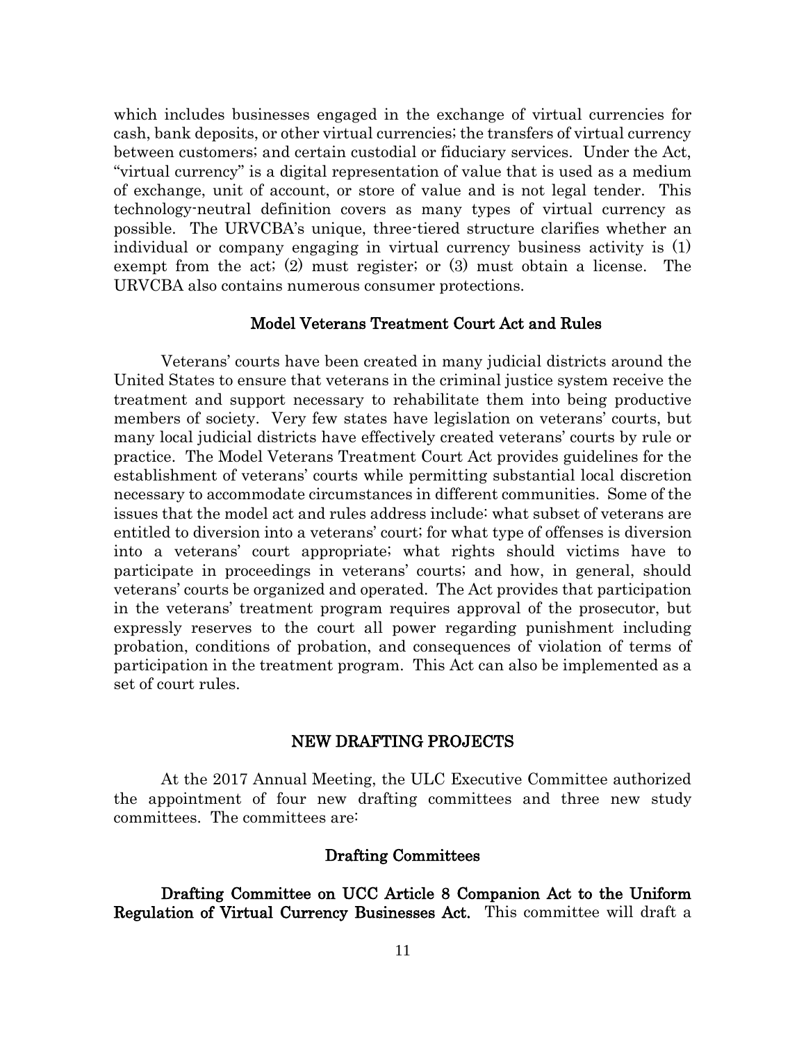which includes businesses engaged in the exchange of virtual currencies for cash, bank deposits, or other virtual currencies; the transfers of virtual currency between customers; and certain custodial or fiduciary services. Under the Act, "virtual currency" is a digital representation of value that is used as a medium of exchange, unit of account, or store of value and is not legal tender. This technology-neutral definition covers as many types of virtual currency as possible. The URVCBA's unique, three-tiered structure clarifies whether an individual or company engaging in virtual currency business activity is (1) exempt from the act; (2) must register; or (3) must obtain a license. The URVCBA also contains numerous consumer protections.

### Model Veterans Treatment Court Act and Rules

Veterans' courts have been created in many judicial districts around the United States to ensure that veterans in the criminal justice system receive the treatment and support necessary to rehabilitate them into being productive members of society. Very few states have legislation on veterans' courts, but many local judicial districts have effectively created veterans' courts by rule or practice. The Model Veterans Treatment Court Act provides guidelines for the establishment of veterans' courts while permitting substantial local discretion necessary to accommodate circumstances in different communities. Some of the issues that the model act and rules address include: what subset of veterans are entitled to diversion into a veterans' court; for what type of offenses is diversion into a veterans' court appropriate; what rights should victims have to participate in proceedings in veterans' courts; and how, in general, should veterans' courts be organized and operated. The Act provides that participation in the veterans' treatment program requires approval of the prosecutor, but expressly reserves to the court all power regarding punishment including probation, conditions of probation, and consequences of violation of terms of participation in the treatment program. This Act can also be implemented as a set of court rules.

## NEW DRAFTING PROJECTS

At the 2017 Annual Meeting, the ULC Executive Committee authorized the appointment of four new drafting committees and three new study committees. The committees are:

### Drafting Committees

**Drafting Committee on UCC Article 8 Companion Act to the Uniform Regulation of Virtual Currency Businesses Act.** This committee will draft a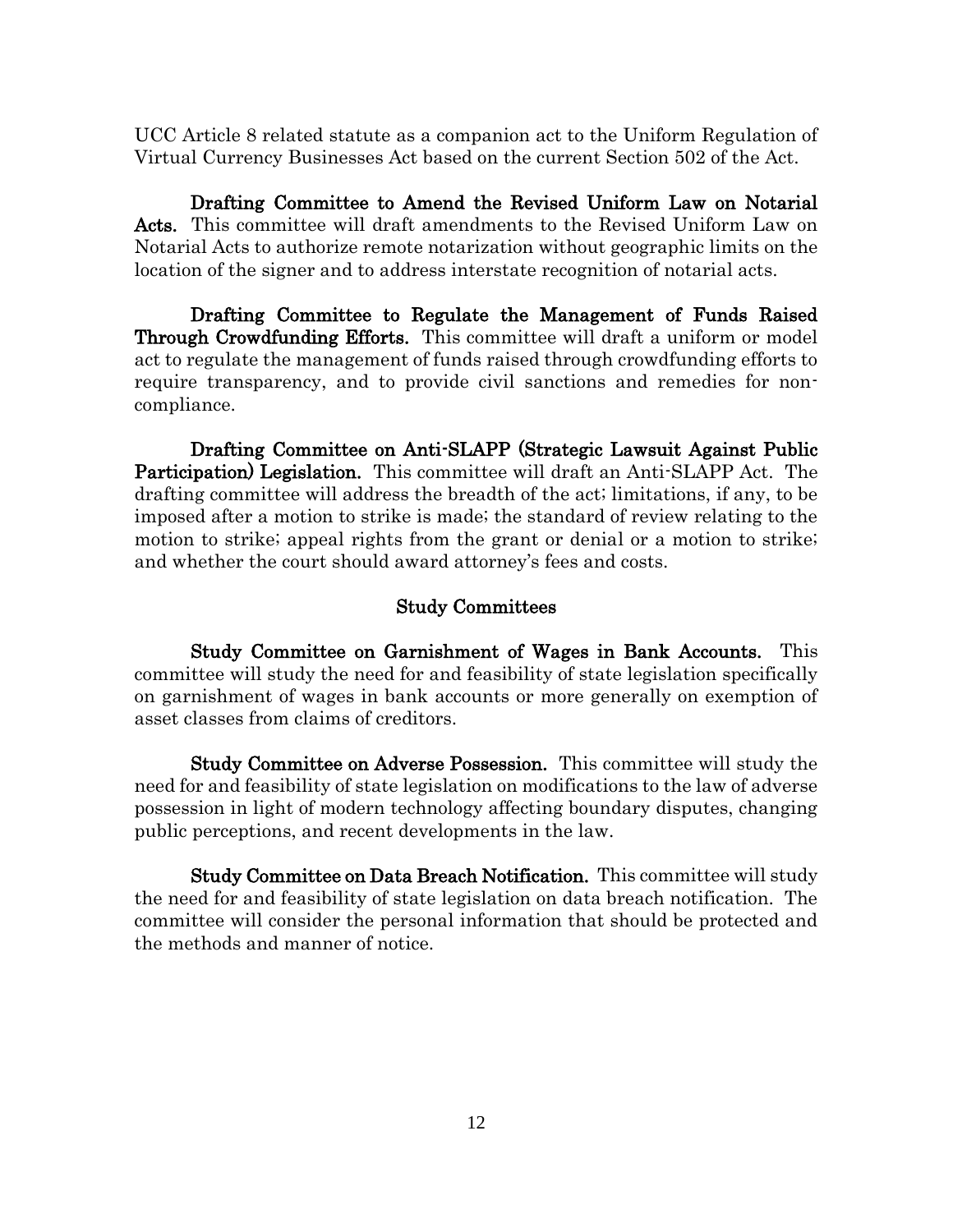UCC Article 8 related statute as a companion act to the Uniform Regulation of Virtual Currency Businesses Act based on the current Section 502 of the Act.

**Drafting Committee to Amend the Revised Uniform Law on Notarial Acts.** This committee will draft amendments to the Revised Uniform Law on Notarial Acts to authorize remote notarization without geographic limits on the location of the signer and to address interstate recognition of notarial acts.

**Drafting Committee to Regulate the Management of Funds Raised Through Crowdfunding Efforts.** This committee will draft a uniform or model act to regulate the management of funds raised through crowdfunding efforts to require transparency, and to provide civil sanctions and remedies for non-compliance.

**Drafting Committee on Anti-SLAPP (Strategic Lawsuit Against Public Participation) Legislation.** This committee will draft an Anti-SLAPP Act. The drafting committee will address the breadth of the act; limitations, if any, to be imposed after a motion to strike is made; the standard of review relating to the motion to strike; appeal rights from the grant or denial or a motion to strike; and whether the court should award attorney's fees and costs.

## Study Committees

**Study Committee on Garnishment of Wages in Bank Accounts.** This committee will study the need for and feasibility of state legislation specifically on garnishment of wages in bank accounts or more generally on exemption of asset classes from claims of creditors.

**Study Committee on Adverse Possession.** This committee will study the need for and feasibility of state legislation on modifications to the law of adverse possession in light of modern technology affecting boundary disputes, changing public perceptions, and recent developments in the law.

**Study Committee on Data Breach Notification.** This committee will study the need for and feasibility of state legislation on data breach notification. The committee will consider the personal information that should be protected and the methods and manner of notice.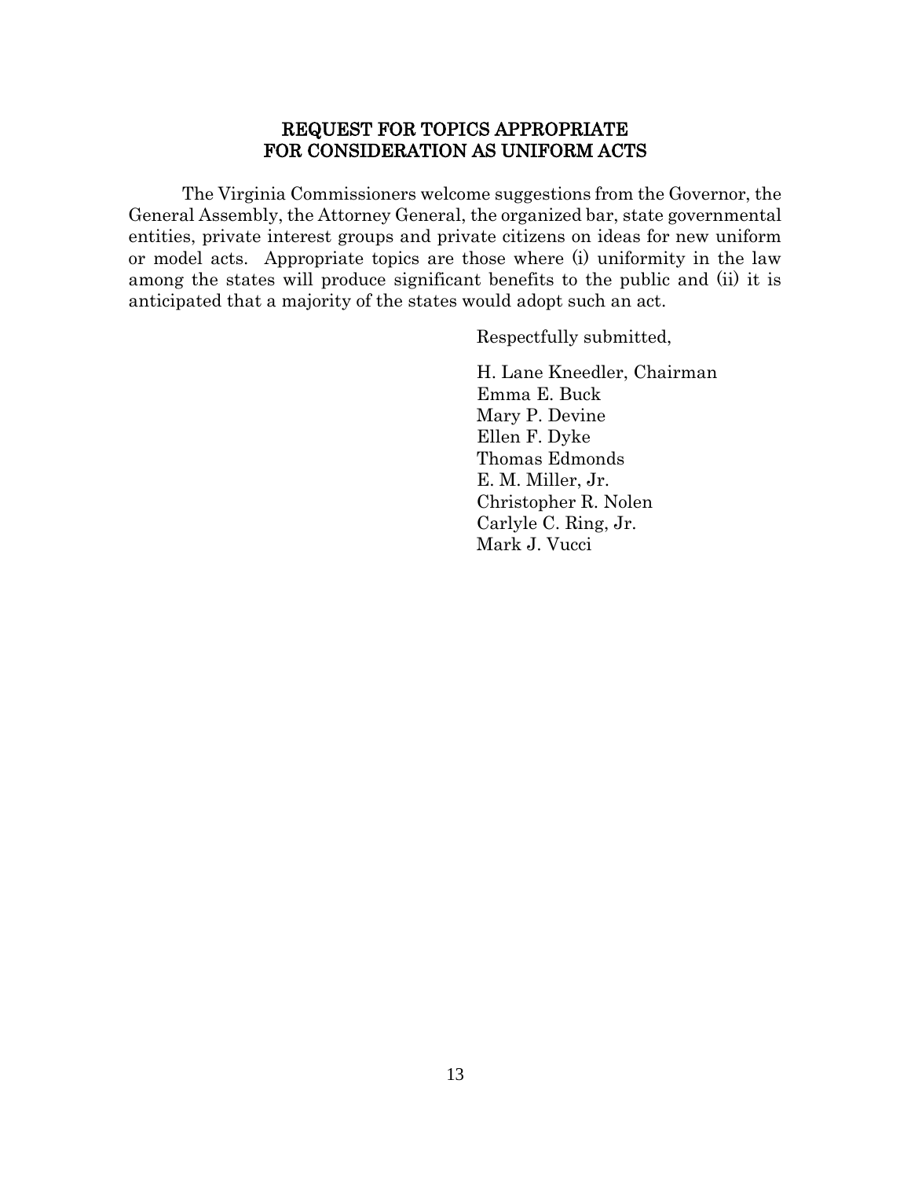## REQUEST FOR TOPICS APPROPRIATE FOR CONSIDERATION AS UNIFORM ACTS

The Virginia Commissioners welcome suggestions from the Governor, the General Assembly, the Attorney General, the organized bar, state governmental entities, private interest groups and private citizens on ideas for new uniform or model acts. Appropriate topics are those where (i) uniformity in the law among the states will produce significant benefits to the public and (ii) it is anticipated that a majority of the states would adopt such an act.

Respectfully submitted,

H. Lane Kneedler, Chairman
Emma E. Buck
Mary P. Devine
Ellen F. Dyke
Thomas Edmonds
E. M. Miller, Jr.
Christopher R. Nolen
Carlyle C. Ring, Jr.
Mark J. Vucci